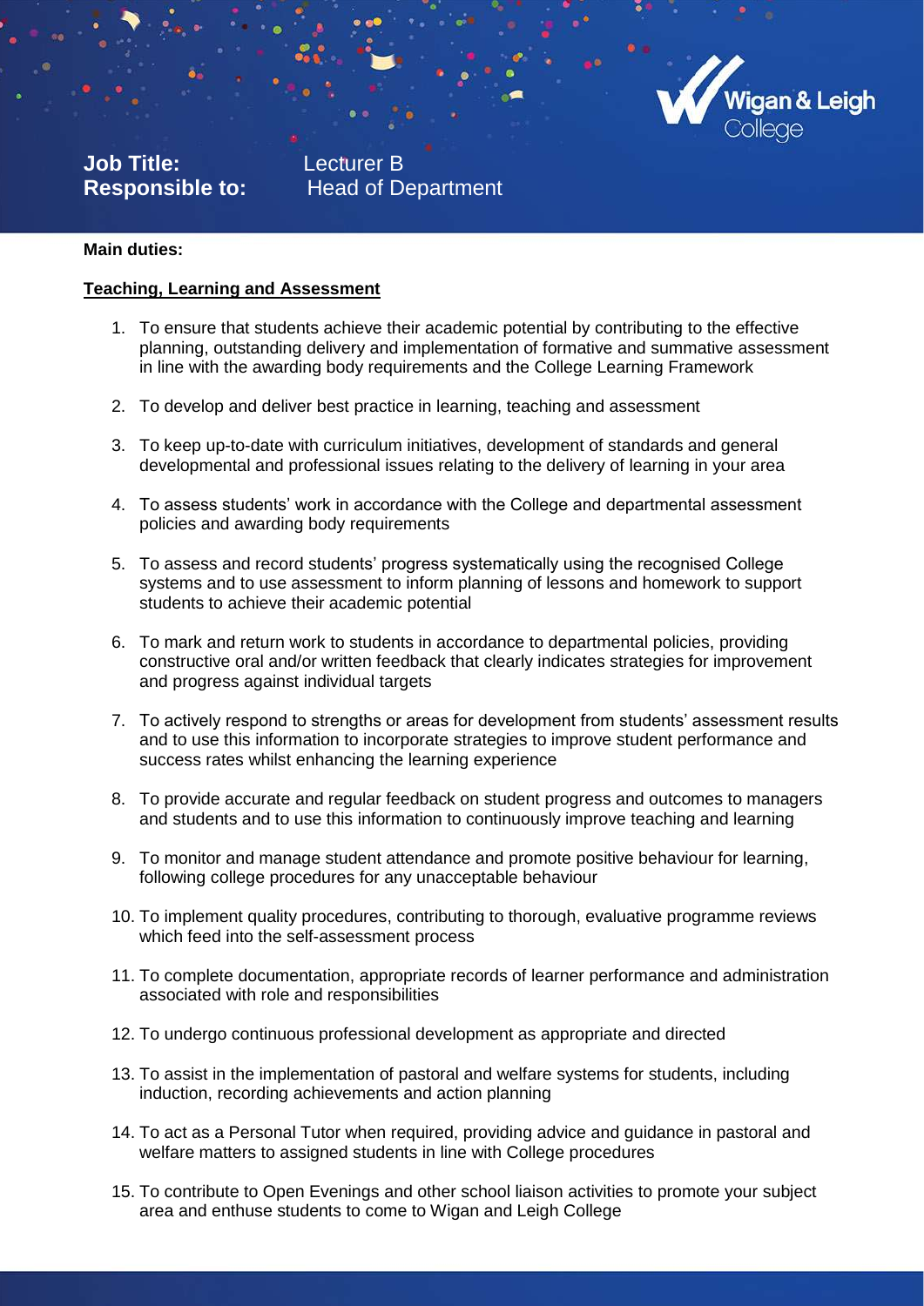**Job Title:** Lecturer B
**Responsible to:** Head of Department

**Main duties:**

**Teaching, Learning and Assessment**

1. To ensure that students achieve their academic potential by contributing to the effective planning, outstanding delivery and implementation of formative and summative assessment in line with the awarding body requirements and the College Learning Framework

2. To develop and deliver best practice in learning, teaching and assessment

3. To keep up-to-date with curriculum initiatives, development of standards and general developmental and professional issues relating to the delivery of learning in your area

4. To assess students' work in accordance with the College and departmental assessment policies and awarding body requirements

5. To assess and record students' progress systematically using the recognised College systems and to use assessment to inform planning of lessons and homework to support students to achieve their academic potential

6. To mark and return work to students in accordance to departmental policies, providing constructive oral and/or written feedback that clearly indicates strategies for improvement and progress against individual targets

7. To actively respond to strengths or areas for development from students' assessment results and to use this information to incorporate strategies to improve student performance and success rates whilst enhancing the learning experience

8. To provide accurate and regular feedback on student progress and outcomes to managers and students and to use this information to continuously improve teaching and learning

9. To monitor and manage student attendance and promote positive behaviour for learning, following college procedures for any unacceptable behaviour

10. To implement quality procedures, contributing to thorough, evaluative programme reviews which feed into the self-assessment process

11. To complete documentation, appropriate records of learner performance and administration associated with role and responsibilities

12. To undergo continuous professional development as appropriate and directed

13. To assist in the implementation of pastoral and welfare systems for students, including induction, recording achievements and action planning

14. To act as a Personal Tutor when required, providing advice and guidance in pastoral and welfare matters to assigned students in line with College procedures

15. To contribute to Open Evenings and other school liaison activities to promote your subject area and enthuse students to come to Wigan and Leigh College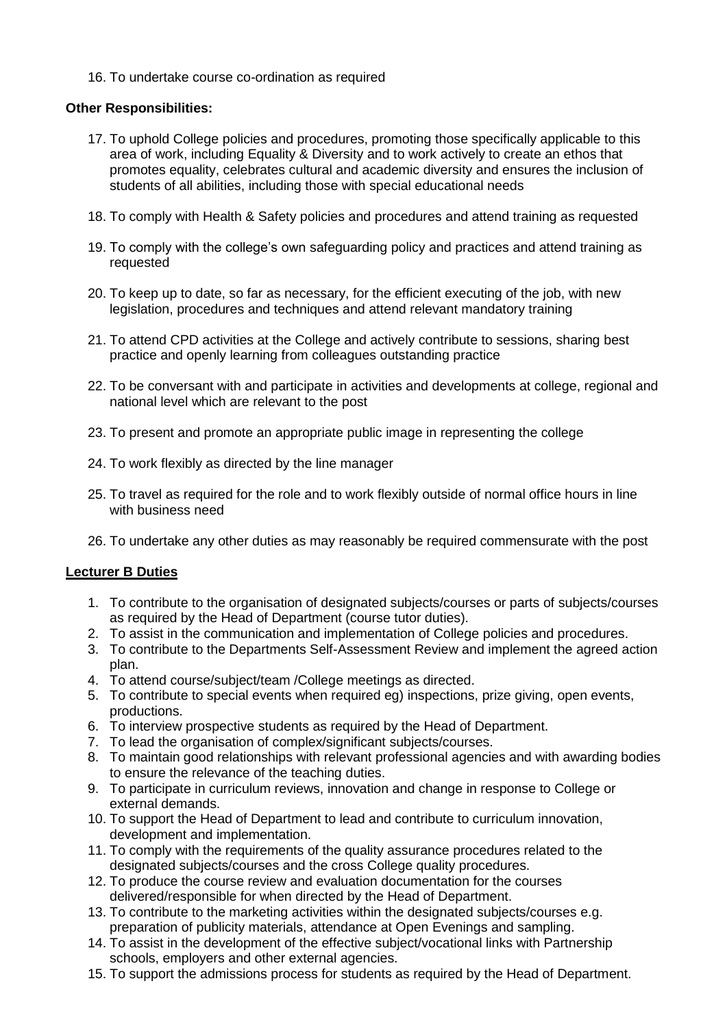16. To undertake course co-ordination as required

**Other Responsibilities:**

17. To uphold College policies and procedures, promoting those specifically applicable to this area of work, including Equality & Diversity and to work actively to create an ethos that promotes equality, celebrates cultural and academic diversity and ensures the inclusion of students of all abilities, including those with special educational needs

18. To comply with Health & Safety policies and procedures and attend training as requested

19. To comply with the college's own safeguarding policy and practices and attend training as requested

20. To keep up to date, so far as necessary, for the efficient executing of the job, with new legislation, procedures and techniques and attend relevant mandatory training

21. To attend CPD activities at the College and actively contribute to sessions, sharing best practice and openly learning from colleagues outstanding practice

22. To be conversant with and participate in activities and developments at college, regional and national level which are relevant to the post

23. To present and promote an appropriate public image in representing the college

24. To work flexibly as directed by the line manager

25. To travel as required for the role and to work flexibly outside of normal office hours in line with business need

26. To undertake any other duties as may reasonably be required commensurate with the post

**Lecturer B Duties**

1. To contribute to the organisation of designated subjects/courses or parts of subjects/courses as required by the Head of Department (course tutor duties).
2. To assist in the communication and implementation of College policies and procedures.
3. To contribute to the Departments Self-Assessment Review and implement the agreed action plan.
4. To attend course/subject/team /College meetings as directed.
5. To contribute to special events when required eg) inspections, prize giving, open events, productions.
6. To interview prospective students as required by the Head of Department.
7. To lead the organisation of complex/significant subjects/courses.
8. To maintain good relationships with relevant professional agencies and with awarding bodies to ensure the relevance of the teaching duties.
9. To participate in curriculum reviews, innovation and change in response to College or external demands.
10. To support the Head of Department to lead and contribute to curriculum innovation, development and implementation.
11. To comply with the requirements of the quality assurance procedures related to the designated subjects/courses and the cross College quality procedures.
12. To produce the course review and evaluation documentation for the courses delivered/responsible for when directed by the Head of Department.
13. To contribute to the marketing activities within the designated subjects/courses e.g. preparation of publicity materials, attendance at Open Evenings and sampling.
14. To assist in the development of the effective subject/vocational links with Partnership schools, employers and other external agencies.
15. To support the admissions process for students as required by the Head of Department.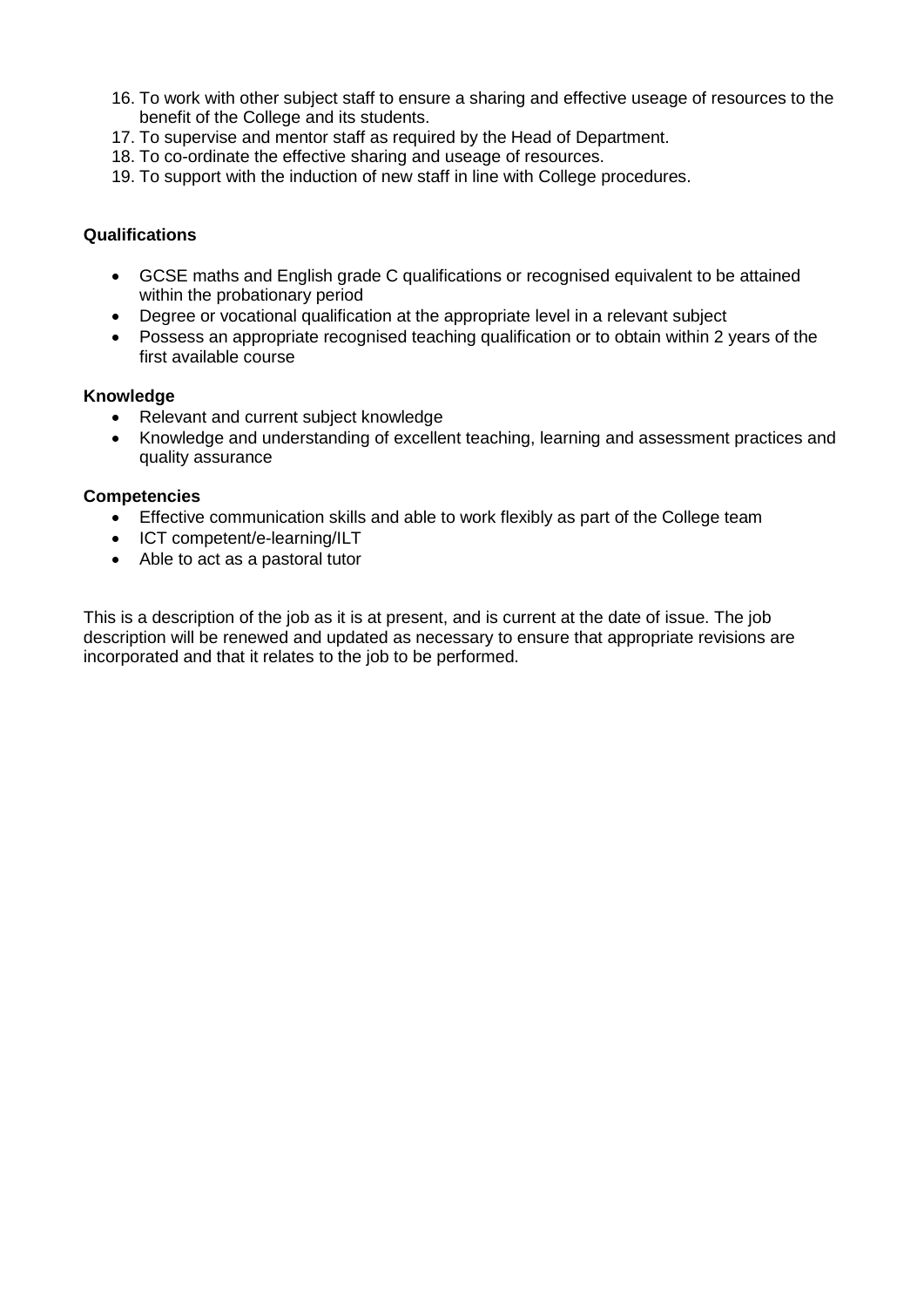16. To work with other subject staff to ensure a sharing and effective useage of resources to the benefit of the College and its students.
17. To supervise and mentor staff as required by the Head of Department.
18. To co-ordinate the effective sharing and useage of resources.
19. To support with the induction of new staff in line with College procedures.

**Qualifications**

- GCSE maths and English grade C qualifications or recognised equivalent to be attained within the probationary period
- Degree or vocational qualification at the appropriate level in a relevant subject
- Possess an appropriate recognised teaching qualification or to obtain within 2 years of the first available course

**Knowledge**

- Relevant and current subject knowledge
- Knowledge and understanding of excellent teaching, learning and assessment practices and quality assurance

**Competencies**

- Effective communication skills and able to work flexibly as part of the College team
- ICT competent/e-learning/ILT
- Able to act as a pastoral tutor

This is a description of the job as it is at present, and is current at the date of issue. The job description will be renewed and updated as necessary to ensure that appropriate revisions are incorporated and that it relates to the job to be performed.